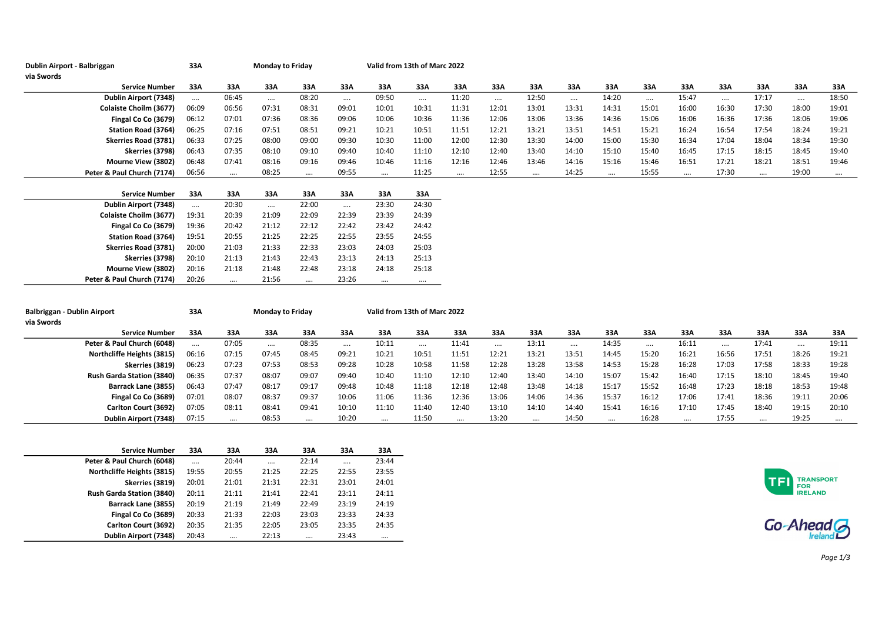**Dublin Airport - Balbriggan via Swords** 33A **Monday to Friday** **Valid from 13th of Marc 2022**

| Service Number | 33A | 33A | 33A | 33A | 33A | 33A | 33A | 33A | 33A | 33A | 33A | 33A | 33A | 33A | 33A | 33A | 33A | 33A |
|---|---|---|---|---|---|---|---|---|---|---|---|---|---|---|---|---|---|---|
| Dublin Airport (7348) | .... | 06:45 | .... | 08:20 | .... | 09:50 | .... | 11:20 | .... | 12:50 | .... | 14:20 | .... | 15:47 | .... | 17:17 | .... | 18:50 |
| Colaiste Choilm (3677) | 06:09 | 06:56 | 07:31 | 08:31 | 09:01 | 10:01 | 10:31 | 11:31 | 12:01 | 13:01 | 13:31 | 14:31 | 15:01 | 16:00 | 16:30 | 17:30 | 18:00 | 19:01 |
| Fingal Co Co (3679) | 06:12 | 07:01 | 07:36 | 08:36 | 09:06 | 10:06 | 10:36 | 11:36 | 12:06 | 13:06 | 13:36 | 14:36 | 15:06 | 16:06 | 16:36 | 17:36 | 18:06 | 19:06 |
| Station Road (3764) | 06:25 | 07:16 | 07:51 | 08:51 | 09:21 | 10:21 | 10:51 | 11:51 | 12:21 | 13:21 | 13:51 | 14:51 | 15:21 | 16:24 | 16:54 | 17:54 | 18:24 | 19:21 |
| Skerries Road (3781) | 06:33 | 07:25 | 08:00 | 09:00 | 09:30 | 10:30 | 11:00 | 12:00 | 12:30 | 13:30 | 14:00 | 15:00 | 15:30 | 16:34 | 17:04 | 18:04 | 18:34 | 19:30 |
| Skerries (3798) | 06:43 | 07:35 | 08:10 | 09:10 | 09:40 | 10:40 | 11:10 | 12:10 | 12:40 | 13:40 | 14:10 | 15:10 | 15:40 | 16:45 | 17:15 | 18:15 | 18:45 | 19:40 |
| Mourne View (3802) | 06:48 | 07:41 | 08:16 | 09:16 | 09:46 | 10:46 | 11:16 | 12:16 | 12:46 | 13:46 | 14:16 | 15:16 | 15:46 | 16:51 | 17:21 | 18:21 | 18:51 | 19:46 |
| Peter & Paul Church (7174) | 06:56 | .... | 08:25 | .... | 09:55 | .... | 11:25 | .... | 12:55 | .... | 14:25 | .... | 15:55 | .... | 17:30 | .... | 19:00 | .... |

| Service Number | 33A | 33A | 33A | 33A | 33A | 33A | 33A |
|---|---|---|---|---|---|---|---|
| Dublin Airport (7348) | .... | 20:30 | .... | 22:00 | .... | 23:30 | 24:30 |
| Colaiste Choilm (3677) | 19:31 | 20:39 | 21:09 | 22:09 | 22:39 | 23:39 | 24:39 |
| Fingal Co Co (3679) | 19:36 | 20:42 | 21:12 | 22:12 | 22:42 | 23:42 | 24:42 |
| Station Road (3764) | 19:51 | 20:55 | 21:25 | 22:25 | 22:55 | 23:55 | 24:55 |
| Skerries Road (3781) | 20:00 | 21:03 | 21:33 | 22:33 | 23:03 | 24:03 | 25:03 |
| Skerries (3798) | 20:10 | 21:13 | 21:43 | 22:43 | 23:13 | 24:13 | 25:13 |
| Mourne View (3802) | 20:16 | 21:18 | 21:48 | 22:48 | 23:18 | 24:18 | 25:18 |
| Peter & Paul Church (7174) | 20:26 | .... | 21:56 | .... | 23:26 | .... | .... |

**Balbriggan - Dublin Airport via Swords** 33A **Monday to Friday** **Valid from 13th of Marc 2022**

| Service Number | 33A | 33A | 33A | 33A | 33A | 33A | 33A | 33A | 33A | 33A | 33A | 33A | 33A | 33A | 33A | 33A | 33A | 33A |
|---|---|---|---|---|---|---|---|---|---|---|---|---|---|---|---|---|---|---|
| Peter & Paul Church (6048) | .... | 07:05 | .... | 08:35 | .... | 10:11 | .... | 11:41 | .... | 13:11 | .... | 14:35 | .... | 16:11 | .... | 17:41 | .... | 19:11 |
| Northcliffe Heights (3815) | 06:16 | 07:15 | 07:45 | 08:45 | 09:21 | 10:21 | 10:51 | 11:51 | 12:21 | 13:21 | 13:51 | 14:45 | 15:20 | 16:21 | 16:56 | 17:51 | 18:26 | 19:21 |
| Skerries (3819) | 06:23 | 07:23 | 07:53 | 08:53 | 09:28 | 10:28 | 10:58 | 11:58 | 12:28 | 13:28 | 13:58 | 14:53 | 15:28 | 16:28 | 17:03 | 17:58 | 18:33 | 19:28 |
| Rush Garda Station (3840) | 06:35 | 07:37 | 08:07 | 09:07 | 09:40 | 10:40 | 11:10 | 12:10 | 12:40 | 13:40 | 14:10 | 15:07 | 15:42 | 16:40 | 17:15 | 18:10 | 18:45 | 19:40 |
| Barrack Lane (3855) | 06:43 | 07:47 | 08:17 | 09:17 | 09:48 | 10:48 | 11:18 | 12:18 | 12:48 | 13:48 | 14:18 | 15:17 | 15:52 | 16:48 | 17:23 | 18:18 | 18:53 | 19:48 |
| Fingal Co Co (3689) | 07:01 | 08:07 | 08:37 | 09:37 | 10:06 | 11:06 | 11:36 | 12:36 | 13:06 | 14:06 | 14:36 | 15:37 | 16:12 | 17:06 | 17:41 | 18:36 | 19:11 | 20:06 |
| Carlton Court (3692) | 07:05 | 08:11 | 08:41 | 09:41 | 10:10 | 11:10 | 11:40 | 12:40 | 13:10 | 14:10 | 14:40 | 15:41 | 16:16 | 17:10 | 17:45 | 18:40 | 19:15 | 20:10 |
| Dublin Airport (7348) | 07:15 | .... | 08:53 | .... | 10:20 | .... | 11:50 | .... | 13:20 | .... | 14:50 | .... | 16:28 | .... | 17:55 | .... | 19:25 | .... |

| Service Number | 33A | 33A | 33A | 33A | 33A | 33A |
|---|---|---|---|---|---|---|
| Peter & Paul Church (6048) | .... | 20:44 | .... | 22:14 | .... | 23:44 |
| Northcliffe Heights (3815) | 19:55 | 20:55 | 21:25 | 22:25 | 22:55 | 23:55 |
| Skerries (3819) | 20:01 | 21:01 | 21:31 | 22:31 | 23:01 | 24:01 |
| Rush Garda Station (3840) | 20:11 | 21:11 | 21:41 | 22:41 | 23:11 | 24:11 |
| Barrack Lane (3855) | 20:19 | 21:19 | 21:49 | 22:49 | 23:19 | 24:19 |
| Fingal Co Co (3689) | 20:33 | 21:33 | 22:03 | 23:03 | 23:33 | 24:33 |
| Carlton Court (3692) | 20:35 | 21:35 | 22:05 | 23:05 | 23:35 | 24:35 |
| Dublin Airport (7348) | 20:43 | .... | 22:13 | .... | 23:43 | .... |

TFI TRANSPORT FOR IRELAND

Go-Ahead Ireland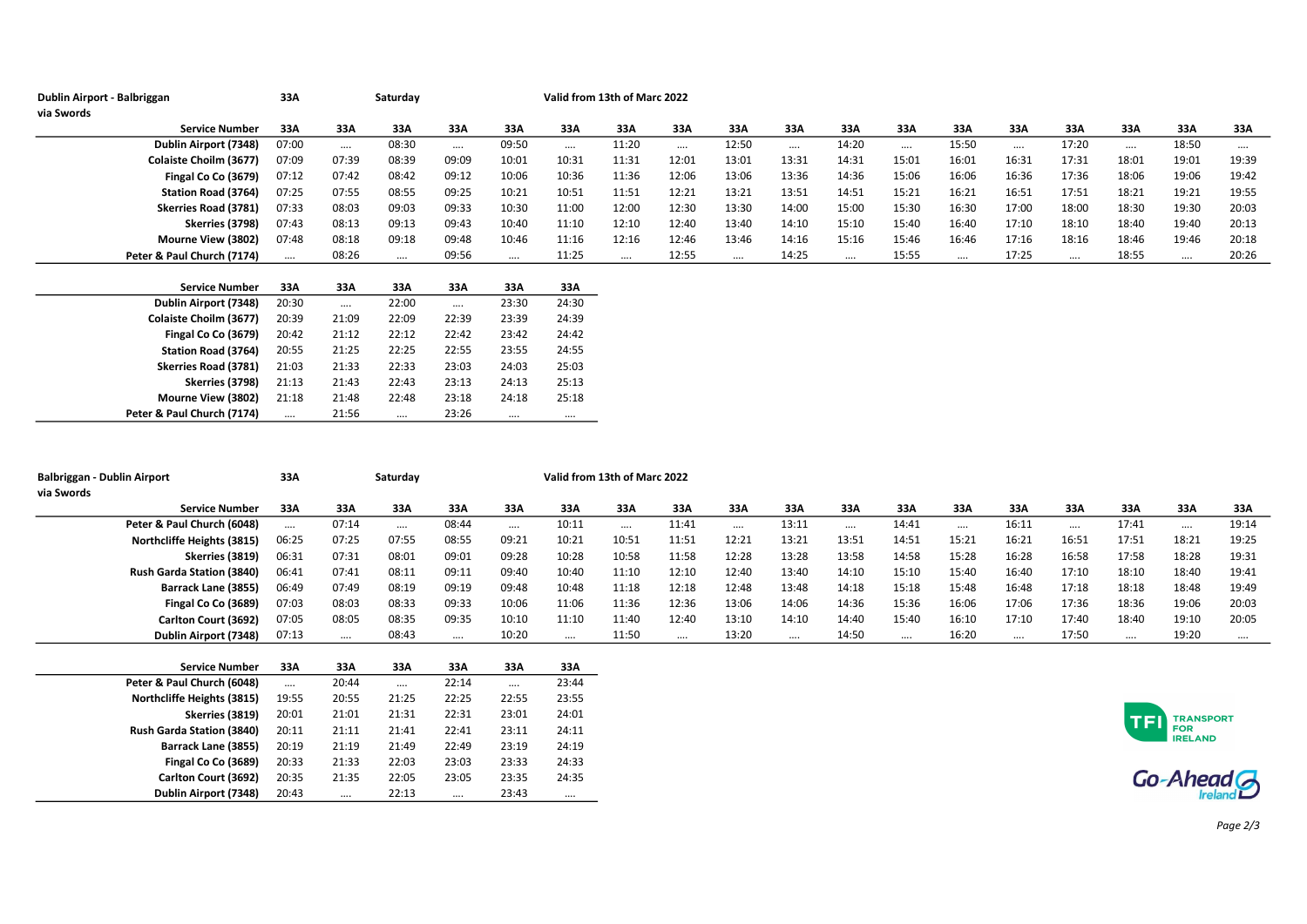**Dublin Airport - Balbriggan via Swords** **33A** **Saturday** **Valid from 13th of Marc 2022**

| Service Number | 33A | 33A | 33A | 33A | 33A | 33A | 33A | 33A | 33A | 33A | 33A | 33A | 33A | 33A | 33A | 33A | 33A | 33A |
|---|---|---|---|---|---|---|---|---|---|---|---|---|---|---|---|---|---|---|
| Dublin Airport (7348) | 07:00 | .... | 08:30 | .... | 09:50 | .... | 11:20 | .... | 12:50 | .... | 14:20 | .... | 15:50 | .... | 17:20 | .... | 18:50 | .... |
| Colaiste Choilm (3677) | 07:09 | 07:39 | 08:39 | 09:09 | 10:01 | 10:31 | 11:31 | 12:01 | 13:01 | 13:31 | 14:31 | 15:01 | 16:01 | 16:31 | 17:31 | 18:01 | 19:01 | 19:39 |
| Fingal Co Co (3679) | 07:12 | 07:42 | 08:42 | 09:12 | 10:06 | 10:36 | 11:36 | 12:06 | 13:06 | 13:36 | 14:36 | 15:06 | 16:06 | 16:36 | 17:36 | 18:06 | 19:06 | 19:42 |
| Station Road (3764) | 07:25 | 07:55 | 08:55 | 09:25 | 10:21 | 10:51 | 11:51 | 12:21 | 13:21 | 13:51 | 14:51 | 15:21 | 16:21 | 16:51 | 17:51 | 18:21 | 19:21 | 19:55 |
| Skerries Road (3781) | 07:33 | 08:03 | 09:03 | 09:33 | 10:30 | 11:00 | 12:00 | 12:30 | 13:30 | 14:00 | 15:00 | 15:30 | 16:30 | 17:00 | 18:00 | 18:30 | 19:30 | 20:03 |
| Skerries (3798) | 07:43 | 08:13 | 09:13 | 09:43 | 10:40 | 11:10 | 12:10 | 12:40 | 13:40 | 14:10 | 15:10 | 15:40 | 16:40 | 17:10 | 18:10 | 18:40 | 19:40 | 20:13 |
| Mourne View (3802) | 07:48 | 08:18 | 09:18 | 09:48 | 10:46 | 11:16 | 12:16 | 12:46 | 13:46 | 14:16 | 15:16 | 15:46 | 16:46 | 17:16 | 18:16 | 18:46 | 19:46 | 20:18 |
| Peter & Paul Church (7174) | .... | 08:26 | .... | 09:56 | .... | 11:25 | .... | 12:55 | .... | 14:25 | .... | 15:55 | .... | 17:25 | .... | 18:55 | .... | 20:26 |

| Service Number | 33A | 33A | 33A | 33A | 33A | 33A |
|---|---|---|---|---|---|---|
| Dublin Airport (7348) | 20:30 | .... | 22:00 | .... | 23:30 | 24:30 |
| Colaiste Choilm (3677) | 20:39 | 21:09 | 22:09 | 22:39 | 23:39 | 24:39 |
| Fingal Co Co (3679) | 20:42 | 21:12 | 22:12 | 22:42 | 23:42 | 24:42 |
| Station Road (3764) | 20:55 | 21:25 | 22:25 | 22:55 | 23:55 | 24:55 |
| Skerries Road (3781) | 21:03 | 21:33 | 22:33 | 23:03 | 24:03 | 25:03 |
| Skerries (3798) | 21:13 | 21:43 | 22:43 | 23:13 | 24:13 | 25:13 |
| Mourne View (3802) | 21:18 | 21:48 | 22:48 | 23:18 | 24:18 | 25:18 |
| Peter & Paul Church (7174) | .... | 21:56 | .... | 23:26 | .... | .... |

**Balbriggan - Dublin Airport via Swords** **33A** **Saturday** **Valid from 13th of Marc 2022**

| Service Number | 33A | 33A | 33A | 33A | 33A | 33A | 33A | 33A | 33A | 33A | 33A | 33A | 33A | 33A | 33A | 33A | 33A | 33A |
|---|---|---|---|---|---|---|---|---|---|---|---|---|---|---|---|---|---|---|
| Peter & Paul Church (6048) | .... | 07:14 | .... | 08:44 | .... | 10:11 | .... | 11:41 | .... | 13:11 | .... | 14:41 | .... | 16:11 | .... | 17:41 | .... | 19:14 |
| Northcliffe Heights (3815) | 06:25 | 07:25 | 07:55 | 08:55 | 09:21 | 10:21 | 10:51 | 11:51 | 12:21 | 13:21 | 13:51 | 14:51 | 15:21 | 16:21 | 16:51 | 17:51 | 18:21 | 19:25 |
| Skerries (3819) | 06:31 | 07:31 | 08:01 | 09:01 | 09:28 | 10:28 | 10:58 | 11:58 | 12:28 | 13:28 | 13:58 | 14:58 | 15:28 | 16:28 | 16:58 | 17:58 | 18:28 | 19:31 |
| Rush Garda Station (3840) | 06:41 | 07:41 | 08:11 | 09:11 | 09:40 | 10:40 | 11:10 | 12:10 | 12:40 | 13:40 | 14:10 | 15:10 | 15:40 | 16:40 | 17:10 | 18:10 | 18:40 | 19:41 |
| Barrack Lane (3855) | 06:49 | 07:49 | 08:19 | 09:19 | 09:48 | 10:48 | 11:18 | 12:18 | 12:48 | 13:48 | 14:18 | 15:18 | 15:48 | 16:48 | 17:18 | 18:18 | 18:48 | 19:49 |
| Fingal Co Co (3689) | 07:03 | 08:03 | 08:33 | 09:33 | 10:06 | 11:06 | 11:36 | 12:36 | 13:06 | 14:06 | 14:36 | 15:36 | 16:06 | 17:06 | 17:36 | 18:36 | 19:06 | 20:03 |
| Carlton Court (3692) | 07:05 | 08:05 | 08:35 | 09:35 | 10:10 | 11:10 | 11:40 | 12:40 | 13:10 | 14:10 | 14:40 | 15:40 | 16:10 | 17:10 | 17:40 | 18:40 | 19:10 | 20:05 |
| Dublin Airport (7348) | 07:13 | .... | 08:43 | .... | 10:20 | .... | 11:50 | .... | 13:20 | .... | 14:50 | .... | 16:20 | .... | 17:50 | .... | 19:20 | .... |

| Service Number | 33A | 33A | 33A | 33A | 33A | 33A |
|---|---|---|---|---|---|---|
| Peter & Paul Church (6048) | .... | 20:44 | .... | 22:14 | .... | 23:44 |
| Northcliffe Heights (3815) | 19:55 | 20:55 | 21:25 | 22:25 | 22:55 | 23:55 |
| Skerries (3819) | 20:01 | 21:01 | 21:31 | 22:31 | 23:01 | 24:01 |
| Rush Garda Station (3840) | 20:11 | 21:11 | 21:41 | 22:41 | 23:11 | 24:11 |
| Barrack Lane (3855) | 20:19 | 21:19 | 21:49 | 22:49 | 23:19 | 24:19 |
| Fingal Co Co (3689) | 20:33 | 21:33 | 22:03 | 23:03 | 23:33 | 24:33 |
| Carlton Court (3692) | 20:35 | 21:35 | 22:05 | 23:05 | 23:35 | 24:35 |
| Dublin Airport (7348) | 20:43 | .... | 22:13 | .... | 23:43 | .... |

TFI TRANSPORT FOR IRELAND

Go-Ahead Ireland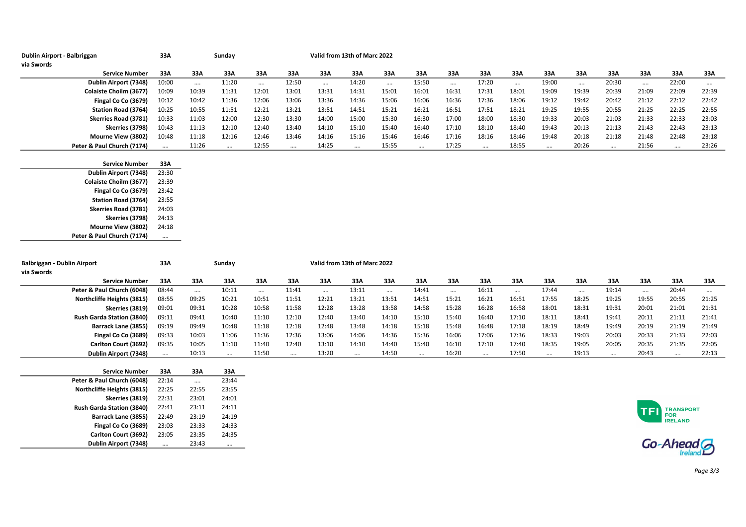**Dublin Airport - Balbriggan via Swords** 33A Sunday Valid from 13th of Marc 2022

| Service Number | 33A | 33A | 33A | 33A | 33A | 33A | 33A | 33A | 33A | 33A | 33A | 33A | 33A | 33A | 33A | 33A | 33A | 33A |
|---|---|---|---|---|---|---|---|---|---|---|---|---|---|---|---|---|---|---|
| Dublin Airport (7348) | 10:00 | .... | 11:20 | .... | 12:50 | .... | 14:20 | .... | 15:50 | .... | 17:20 | .... | 19:00 | .... | 20:30 | .... | 22:00 | .... |
| Colaiste Choilm (3677) | 10:09 | 10:39 | 11:31 | 12:01 | 13:01 | 13:31 | 14:31 | 15:01 | 16:01 | 16:31 | 17:31 | 18:01 | 19:09 | 19:39 | 20:39 | 21:09 | 22:09 | 22:39 |
| Fingal Co Co (3679) | 10:12 | 10:42 | 11:36 | 12:06 | 13:06 | 13:36 | 14:36 | 15:06 | 16:06 | 16:36 | 17:36 | 18:06 | 19:12 | 19:42 | 20:42 | 21:12 | 22:12 | 22:42 |
| Station Road (3764) | 10:25 | 10:55 | 11:51 | 12:21 | 13:21 | 13:51 | 14:51 | 15:21 | 16:21 | 16:51 | 17:51 | 18:21 | 19:25 | 19:55 | 20:55 | 21:25 | 22:25 | 22:55 |
| Skerries Road (3781) | 10:33 | 11:03 | 12:00 | 12:30 | 13:30 | 14:00 | 15:00 | 15:30 | 16:30 | 17:00 | 18:00 | 18:30 | 19:33 | 20:03 | 21:03 | 21:33 | 22:33 | 23:03 |
| Skerries (3798) | 10:43 | 11:13 | 12:10 | 12:40 | 13:40 | 14:10 | 15:10 | 15:40 | 16:40 | 17:10 | 18:10 | 18:40 | 19:43 | 20:13 | 21:13 | 21:43 | 22:43 | 23:13 |
| Mourne View (3802) | 10:48 | 11:18 | 12:16 | 12:46 | 13:46 | 14:16 | 15:16 | 15:46 | 16:46 | 17:16 | 18:16 | 18:46 | 19:48 | 20:18 | 21:18 | 21:48 | 22:48 | 23:18 |
| Peter & Paul Church (7174) | .... | 11:26 | .... | 12:55 | .... | 14:25 | .... | 15:55 | .... | 17:25 | .... | 18:55 | .... | 20:26 | .... | 21:56 | .... | 23:26 |

| Service Number | 33A |
|---|---|
| Dublin Airport (7348) | 23:30 |
| Colaiste Choilm (3677) | 23:39 |
| Fingal Co Co (3679) | 23:42 |
| Station Road (3764) | 23:55 |
| Skerries Road (3781) | 24:03 |
| Skerries (3798) | 24:13 |
| Mourne View (3802) | 24:18 |
| Peter & Paul Church (7174) | .... |

**Balbriggan - Dublin Airport via Swords** 33A Sunday Valid from 13th of Marc 2022

| Service Number | 33A | 33A | 33A | 33A | 33A | 33A | 33A | 33A | 33A | 33A | 33A | 33A | 33A | 33A | 33A | 33A | 33A | 33A |
|---|---|---|---|---|---|---|---|---|---|---|---|---|---|---|---|---|---|---|
| Peter & Paul Church (6048) | 08:44 | .... | 10:11 | .... | 11:41 | .... | 13:11 | .... | 14:41 | .... | 16:11 | .... | 17:44 | .... | 19:14 | .... | 20:44 | .... |
| Northcliffe Heights (3815) | 08:55 | 09:25 | 10:21 | 10:51 | 11:51 | 12:21 | 13:21 | 13:51 | 14:51 | 15:21 | 16:21 | 16:51 | 17:55 | 18:25 | 19:25 | 19:55 | 20:55 | 21:25 |
| Skerries (3819) | 09:01 | 09:31 | 10:28 | 10:58 | 11:58 | 12:28 | 13:28 | 13:58 | 14:58 | 15:28 | 16:28 | 16:58 | 18:01 | 18:31 | 19:31 | 20:01 | 21:01 | 21:31 |
| Rush Garda Station (3840) | 09:11 | 09:41 | 10:40 | 11:10 | 12:10 | 12:40 | 13:40 | 14:10 | 15:10 | 15:40 | 16:40 | 17:10 | 18:11 | 18:41 | 19:41 | 20:11 | 21:11 | 21:41 |
| Barrack Lane (3855) | 09:19 | 09:49 | 10:48 | 11:18 | 12:18 | 12:48 | 13:48 | 14:18 | 15:18 | 15:48 | 16:48 | 17:18 | 18:19 | 18:49 | 19:49 | 20:19 | 21:19 | 21:49 |
| Fingal Co Co (3689) | 09:33 | 10:03 | 11:06 | 11:36 | 12:36 | 13:06 | 14:06 | 14:36 | 15:36 | 16:06 | 17:06 | 17:36 | 18:33 | 19:03 | 20:03 | 20:33 | 21:33 | 22:03 |
| Carlton Court (3692) | 09:35 | 10:05 | 11:10 | 11:40 | 12:40 | 13:10 | 14:10 | 14:40 | 15:40 | 16:10 | 17:10 | 17:40 | 18:35 | 19:05 | 20:05 | 20:35 | 21:35 | 22:05 |
| Dublin Airport (7348) | .... | 10:13 | .... | 11:50 | .... | 13:20 | .... | 14:50 | .... | 16:20 | .... | 17:50 | .... | 19:13 | .... | 20:43 | .... | 22:13 |

| Service Number | 33A | 33A | 33A |
|---|---|---|---|
| Peter & Paul Church (6048) | 22:14 | .... | 23:44 |
| Northcliffe Heights (3815) | 22:25 | 22:55 | 23:55 |
| Skerries (3819) | 22:31 | 23:01 | 24:01 |
| Rush Garda Station (3840) | 22:41 | 23:11 | 24:11 |
| Barrack Lane (3855) | 22:49 | 23:19 | 24:19 |
| Fingal Co Co (3689) | 23:03 | 23:33 | 24:33 |
| Carlton Court (3692) | 23:05 | 23:35 | 24:35 |
| Dublin Airport (7348) | .... | 23:43 | .... |

TFI TRANSPORT FOR IRELAND

Go-Ahead Ireland